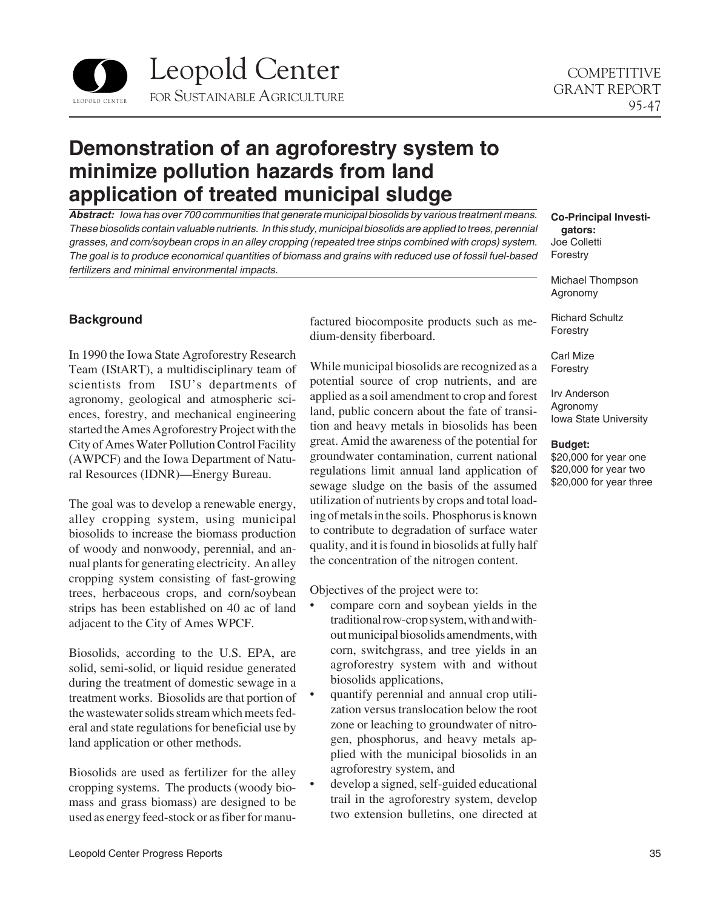Leopold Center FOR SUSTAINABLE AGRICULTURE

COMPETITIVE GRANT REPORT 95-47

# Demonstration of an agroforestry system to minimize pollution hazards from land application of treated municipal sludge

***Abstract:*** *Iowa has over 700 communities that generate municipal biosolids by various treatment means. These biosolids contain valuable nutrients. In this study, municipal biosolids are applied to trees, perennial grasses, and corn/soybean crops in an alley cropping (repeated tree strips combined with crops) system. The goal is to produce economical quantities of biomass and grains with reduced use of fossil fuel-based fertilizers and minimal environmental impacts.*

**Co-Principal Investigators:**
Joe Colletti
Forestry

Michael Thompson
Agronomy

Richard Schultz
Forestry

Carl Mize
Forestry

Irv Anderson
Agronomy
Iowa State University

**Budget:**
$20,000 for year one
$20,000 for year two
$20,000 for year three

## Background

In 1990 the Iowa State Agroforestry Research Team (IStART), a multidisciplinary team of scientists from ISU's departments of agronomy, geological and atmospheric sciences, forestry, and mechanical engineering started the Ames Agroforestry Project with the City of Ames Water Pollution Control Facility (AWPCF) and the Iowa Department of Natural Resources (IDNR)—Energy Bureau.

The goal was to develop a renewable energy, alley cropping system, using municipal biosolids to increase the biomass production of woody and nonwoody, perennial, and annual plants for generating electricity. An alley cropping system consisting of fast-growing trees, herbaceous crops, and corn/soybean strips has been established on 40 ac of land adjacent to the City of Ames WPCF.

Biosolids, according to the U.S. EPA, are solid, semi-solid, or liquid residue generated during the treatment of domestic sewage in a treatment works. Biosolids are that portion of the wastewater solids stream which meets federal and state regulations for beneficial use by land application or other methods.

Biosolids are used as fertilizer for the alley cropping systems. The products (woody biomass and grass biomass) are designed to be used as energy feed-stock or as fiber for manufactured biocomposite products such as medium-density fiberboard.

While municipal biosolids are recognized as a potential source of crop nutrients, and are applied as a soil amendment to crop and forest land, public concern about the fate of transition and heavy metals in biosolids has been great. Amid the awareness of the potential for groundwater contamination, current national regulations limit annual land application of sewage sludge on the basis of the assumed utilization of nutrients by crops and total loading of metals in the soils. Phosphorus is known to contribute to degradation of surface water quality, and it is found in biosolids at fully half the concentration of the nitrogen content.

Objectives of the project were to:

- compare corn and soybean yields in the traditional row-crop system, with and without municipal biosolids amendments, with corn, switchgrass, and tree yields in an agroforestry system with and without biosolids applications,
- quantify perennial and annual crop utilization versus translocation below the root zone or leaching to groundwater of nitrogen, phosphorus, and heavy metals applied with the municipal biosolids in an agroforestry system, and
- develop a signed, self-guided educational trail in the agroforestry system, develop two extension bulletins, one directed at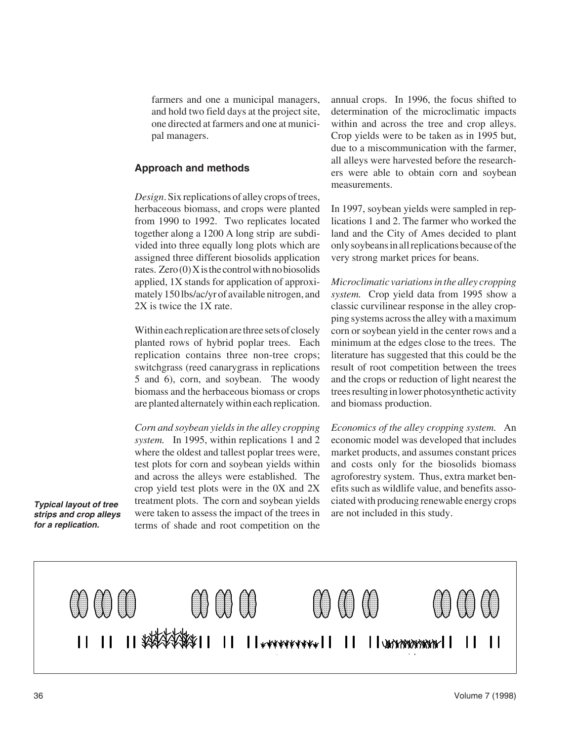farmers and one a municipal managers, and hold two field days at the project site, one directed at farmers and one at municipal managers.

## Approach and methods

*Design.* Six replications of alley crops of trees, herbaceous biomass, and crops were planted from 1990 to 1992. Two replicates located together along a 1200 A long strip are subdivided into three equally long plots which are assigned three different biosolids application rates. Zero (0) X is the control with no biosolids applied, 1X stands for application of approximately 150 lbs/ac/yr of available nitrogen, and 2X is twice the 1X rate.

Within each replication are three sets of closely planted rows of hybrid poplar trees. Each replication contains three non-tree crops; switchgrass (reed canarygrass in replications 5 and 6), corn, and soybean. The woody biomass and the herbaceous biomass or crops are planted alternately within each replication.

*Corn and soybean yields in the alley cropping system.* In 1995, within replications 1 and 2 where the oldest and tallest poplar trees were, test plots for corn and soybean yields within and across the alleys were established. The crop yield test plots were in the 0X and 2X treatment plots. The corn and soybean yields were taken to assess the impact of the trees in terms of shade and root competition on the annual crops. In 1996, the focus shifted to determination of the microclimatic impacts within and across the tree and crop alleys. Crop yields were to be taken as in 1995 but, due to a miscommunication with the farmer, all alleys were harvested before the researchers were able to obtain corn and soybean measurements.

In 1997, soybean yields were sampled in replications 1 and 2. The farmer who worked the land and the City of Ames decided to plant only soybeans in all replications because of the very strong market prices for beans.

*Microclimatic variations in the alley cropping system.* Crop yield data from 1995 show a classic curvilinear response in the alley cropping systems across the alley with a maximum corn or soybean yield in the center rows and a minimum at the edges close to the trees. The literature has suggested that this could be the result of root competition between the trees and the crops or reduction of light nearest the trees resulting in lower photosynthetic activity and biomass production.

*Economics of the alley cropping system.* An economic model was developed that includes market products, and assumes constant prices and costs only for the biosolids biomass agroforestry system. Thus, extra market benefits such as wildlife value, and benefits associated with producing renewable energy crops are not included in this study.

***Typical layout of tree strips and crop alleys for a replication.***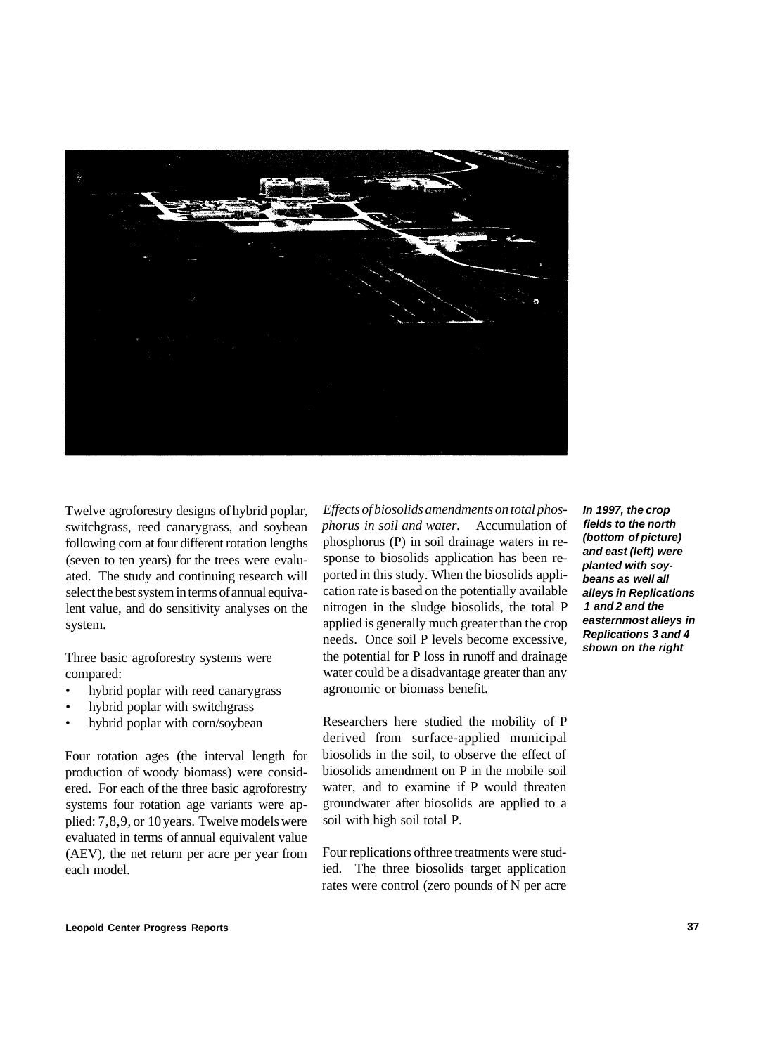Twelve agroforestry designs of hybrid poplar, switchgrass, reed canarygrass, and soybean following corn at four different rotation lengths (seven to ten years) for the trees were evaluated. The study and continuing research will select the best system in terms of annual equivalent value, and do sensitivity analyses on the system.

Three basic agroforestry systems were compared:

- hybrid poplar with reed canarygrass
- hybrid poplar with switchgrass
- hybrid poplar with corn/soybean

Four rotation ages (the interval length for production of woody biomass) were considered. For each of the three basic agroforestry systems four rotation age variants were applied: 7, 8, 9, or 10 years. Twelve models were evaluated in terms of annual equivalent value (AEV), the net return per acre per year from each model.

*Effects of biosolids amendments on total phosphorus in soil and water.* Accumulation of phosphorus (P) in soil drainage waters in response to biosolids application has been reported in this study. When the biosolids application rate is based on the potentially available nitrogen in the sludge biosolids, the total P applied is generally much greater than the crop needs. Once soil P levels become excessive, the potential for P loss in runoff and drainage water could be a disadvantage greater than any agronomic or biomass benefit.

Researchers here studied the mobility of P derived from surface-applied municipal biosolids in the soil, to observe the effect of biosolids amendment on P in the mobile soil water, and to examine if P would threaten groundwater after biosolids are applied to a soil with high soil total P.

Four replications of three treatments were studied. The three biosolids target application rates were control (zero pounds of N per acre

***In 1997, the crop fields to the north (bottom of picture) and east (left) were planted with soybeans as well all alleys in Replications 1 and 2 and the easternmost alleys in Replications 3 and 4 shown on the right***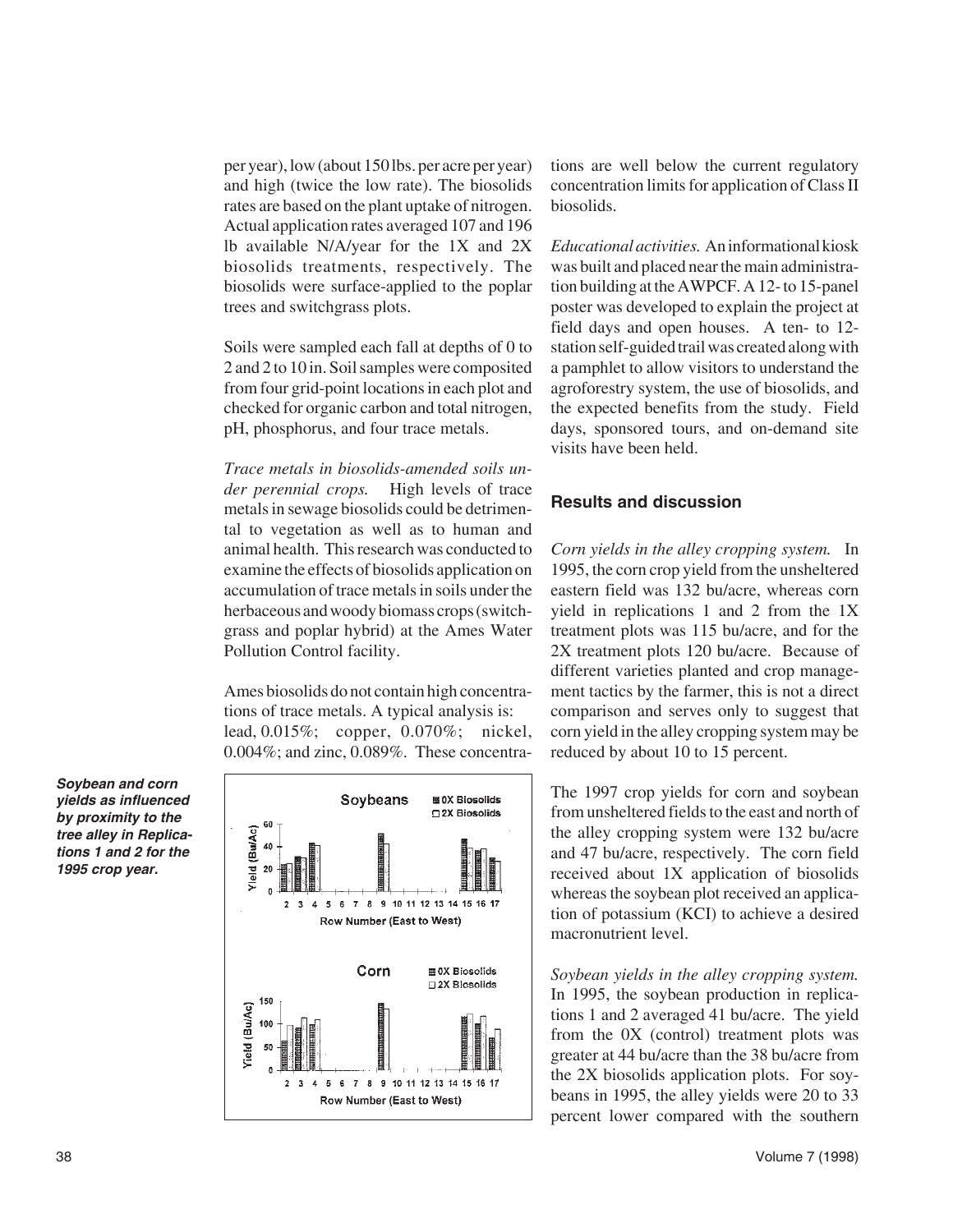per year), low (about 150 lbs. per acre per year) and high (twice the low rate). The biosolids rates are based on the plant uptake of nitrogen. Actual application rates averaged 107 and 196 lb available N/A/year for the 1X and 2X biosolids treatments, respectively. The biosolids were surface-applied to the poplar trees and switchgrass plots.

Soils were sampled each fall at depths of 0 to 2 and 2 to 10 in. Soil samples were composited from four grid-point locations in each plot and checked for organic carbon and total nitrogen, pH, phosphorus, and four trace metals.

*Trace metals in biosolids-amended soils under perennial crops.* High levels of trace metals in sewage biosolids could be detrimental to vegetation as well as to human and animal health. This research was conducted to examine the effects of biosolids application on accumulation of trace metals in soils under the herbaceous and woody biomass crops (switchgrass and poplar hybrid) at the Ames Water Pollution Control facility.

Ames biosolids do not contain high concentrations of trace metals. A typical analysis is: lead, 0.015%; copper, 0.070%; nickel, 0.004%; and zinc, 0.089%. These concentrations are well below the current regulatory concentration limits for application of Class II biosolids.

*Educational activities.* An informational kiosk was built and placed near the main administration building at the AWPCF. A 12- to 15-panel poster was developed to explain the project at field days and open houses. A ten- to 12-station self-guided trail was created along with a pamphlet to allow visitors to understand the agroforestry system, the use of biosolids, and the expected benefits from the study. Field days, sponsored tours, and on-demand site visits have been held.

## Results and discussion

*Corn yields in the alley cropping system.* In 1995, the corn crop yield from the unsheltered eastern field was 132 bu/acre, whereas corn yield in replications 1 and 2 from the 1X treatment plots was 115 bu/acre, and for the 2X treatment plots 120 bu/acre. Because of different varieties planted and crop management tactics by the farmer, this is not a direct comparison and serves only to suggest that corn yield in the alley cropping system may be reduced by about 10 to 15 percent.

***Soybean and corn yields as influenced by proximity to the tree alley in Replications 1 and 2 for the 1995 crop year.***

The 1997 crop yields for corn and soybean from unsheltered fields to the east and north of the alley cropping system were 132 bu/acre and 47 bu/acre, respectively. The corn field received about 1X application of biosolids whereas the soybean plot received an application of potassium (KCl) to achieve a desired macronutrient level.

*Soybean yields in the alley cropping system.* In 1995, the soybean production in replications 1 and 2 averaged 41 bu/acre. The yield from the 0X (control) treatment plots was greater at 44 bu/acre than the 38 bu/acre from the 2X biosolids application plots. For soybeans in 1995, the alley yields were 20 to 33 percent lower compared with the southern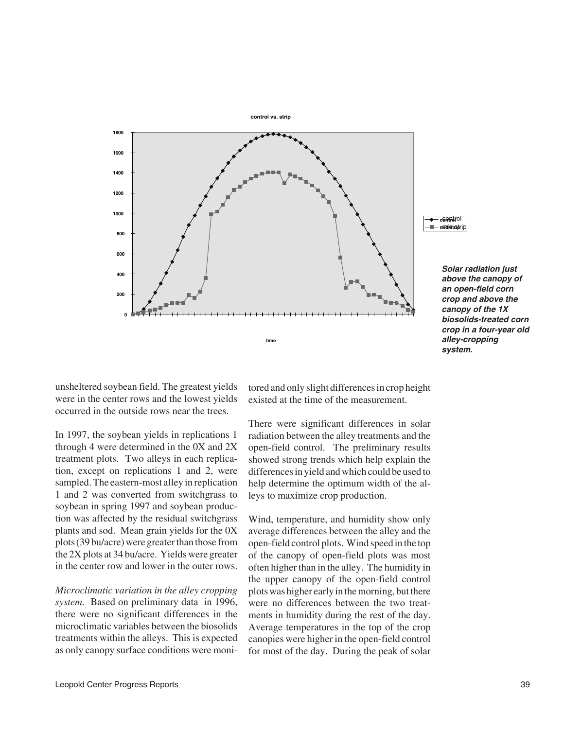Solar radiation just above the canopy of an open-field corn crop and above the canopy of the 1X biosolids-treated corn crop in a four-year old alley-cropping system.

unsheltered soybean field. The greatest yields were in the center rows and the lowest yields occurred in the outside rows near the trees.

In 1997, the soybean yields in replications 1 through 4 were determined in the 0X and 2X treatment plots. Two alleys in each replication, except on replications 1 and 2, were sampled. The eastern-most alley in replication 1 and 2 was converted from switchgrass to soybean in spring 1997 and soybean production was affected by the residual switchgrass plants and sod. Mean grain yields for the 0X plots (39 bu/acre) were greater than those from the 2X plots at 34 bu/acre. Yields were greater in the center row and lower in the outer rows.

*Microclimatic variation in the alley cropping system.* Based on preliminary data in 1996, there were no significant differences in the microclimatic variables between the biosolids treatments within the alleys. This is expected as only canopy surface conditions were monitored and only slight differences in crop height existed at the time of the measurement.

There were significant differences in solar radiation between the alley treatments and the open-field control. The preliminary results showed strong trends which help explain the differences in yield and which could be used to help determine the optimum width of the alleys to maximize crop production.

Wind, temperature, and humidity show only average differences between the alley and the open-field control plots. Wind speed in the top of the canopy of open-field plots was most often higher than in the alley. The humidity in the upper canopy of the open-field control plots was higher early in the morning, but there were no differences between the two treatments in humidity during the rest of the day. Average temperatures in the top of the crop canopies were higher in the open-field control for most of the day. During the peak of solar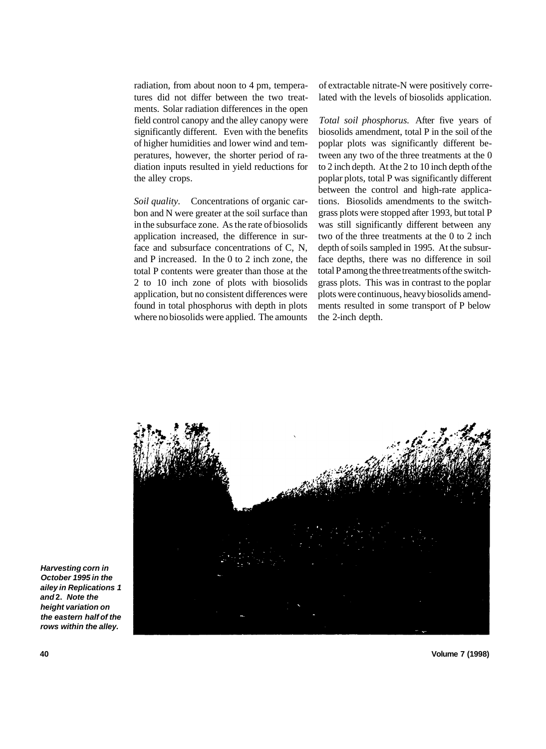radiation, from about noon to 4 pm, temperatures did not differ between the two treatments. Solar radiation differences in the open field control canopy and the alley canopy were significantly different. Even with the benefits of higher humidities and lower wind and temperatures, however, the shorter period of radiation inputs resulted in yield reductions for the alley crops.

*Soil quality*. Concentrations of organic carbon and N were greater at the soil surface than in the subsurface zone. As the rate of biosolids application increased, the difference in surface and subsurface concentrations of C, N, and P increased. In the 0 to 2 inch zone, the total P contents were greater than those at the 2 to 10 inch zone of plots with biosolids application, but no consistent differences were found in total phosphorus with depth in plots where no biosolids were applied. The amounts of extractable nitrate-N were positively correlated with the levels of biosolids application.

*Total soil phosphorus.* After five years of biosolids amendment, total P in the soil of the poplar plots was significantly different between any two of the three treatments at the 0 to 2 inch depth. At the 2 to 10 inch depth of the poplar plots, total P was significantly different between the control and high-rate applications. Biosolids amendments to the switchgrass plots were stopped after 1993, but total P was still significantly different between any two of the three treatments at the 0 to 2 inch depth of soils sampled in 1995. At the subsurface depths, there was no difference in soil total P among the three treatments of the switchgrass plots. This was in contrast to the poplar plots were continuous, heavy biosolids amendments resulted in some transport of P below the 2-inch depth.

***Harvesting corn in October 1995 in the ailey in Replications 1 and 2. Note the height variation on the eastern half of the rows within the alley.***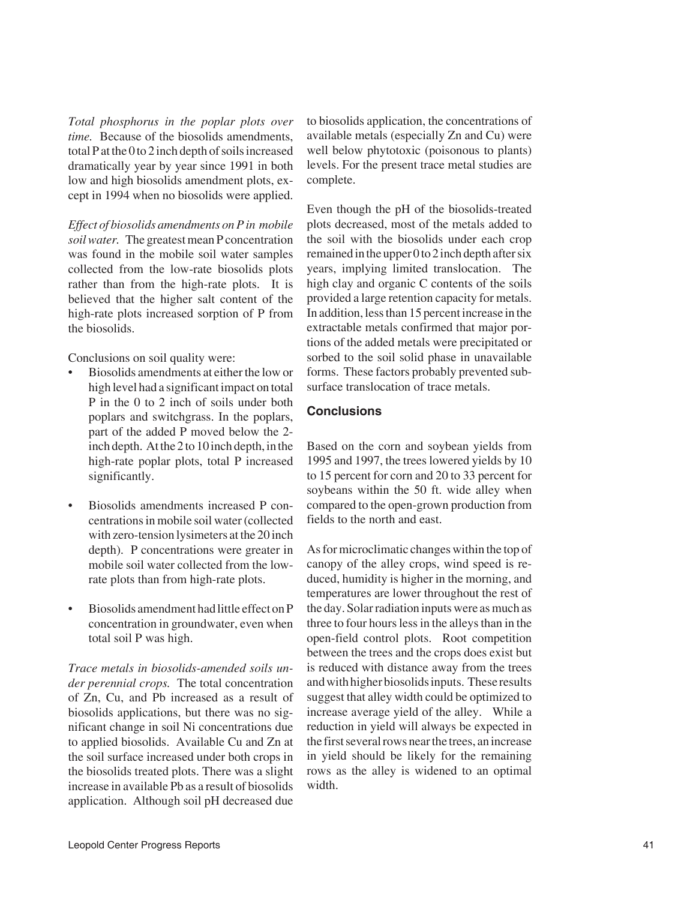*Total phosphorus in the poplar plots over time.* Because of the biosolids amendments, total P at the 0 to 2 inch depth of soils increased dramatically year by year since 1991 in both low and high biosolids amendment plots, except in 1994 when no biosolids were applied.

*Effect of biosolids amendments on P in mobile soil water.* The greatest mean P concentration was found in the mobile soil water samples collected from the low-rate biosolids plots rather than from the high-rate plots. It is believed that the higher salt content of the high-rate plots increased sorption of P from the biosolids.

Conclusions on soil quality were:

- Biosolids amendments at either the low or high level had a significant impact on total P in the 0 to 2 inch of soils under both poplars and switchgrass. In the poplars, part of the added P moved below the 2-inch depth. At the 2 to 10 inch depth, in the high-rate poplar plots, total P increased significantly.
- Biosolids amendments increased P concentrations in mobile soil water (collected with zero-tension lysimeters at the 20 inch depth). P concentrations were greater in mobile soil water collected from the low-rate plots than from high-rate plots.
- Biosolids amendment had little effect on P concentration in groundwater, even when total soil P was high.

*Trace metals in biosolids-amended soils under perennial crops.* The total concentration of Zn, Cu, and Pb increased as a result of biosolids applications, but there was no significant change in soil Ni concentrations due to applied biosolids. Available Cu and Zn at the soil surface increased under both crops in the biosolids treated plots. There was a slight increase in available Pb as a result of biosolids application. Although soil pH decreased due to biosolids application, the concentrations of available metals (especially Zn and Cu) were well below phytotoxic (poisonous to plants) levels. For the present trace metal studies are complete.

Even though the pH of the biosolids-treated plots decreased, most of the metals added to the soil with the biosolids under each crop remained in the upper 0 to 2 inch depth after six years, implying limited translocation. The high clay and organic C contents of the soils provided a large retention capacity for metals. In addition, less than 15 percent increase in the extractable metals confirmed that major portions of the added metals were precipitated or sorbed to the soil solid phase in unavailable forms. These factors probably prevented subsurface translocation of trace metals.

### Conclusions

Based on the corn and soybean yields from 1995 and 1997, the trees lowered yields by 10 to 15 percent for corn and 20 to 33 percent for soybeans within the 50 ft. wide alley when compared to the open-grown production from fields to the north and east.

As for microclimatic changes within the top of canopy of the alley crops, wind speed is reduced, humidity is higher in the morning, and temperatures are lower throughout the rest of the day. Solar radiation inputs were as much as three to four hours less in the alleys than in the open-field control plots. Root competition between the trees and the crops does exist but is reduced with distance away from the trees and with higher biosolids inputs. These results suggest that alley width could be optimized to increase average yield of the alley. While a reduction in yield will always be expected in the first several rows near the trees, an increase in yield should be likely for the remaining rows as the alley is widened to an optimal width.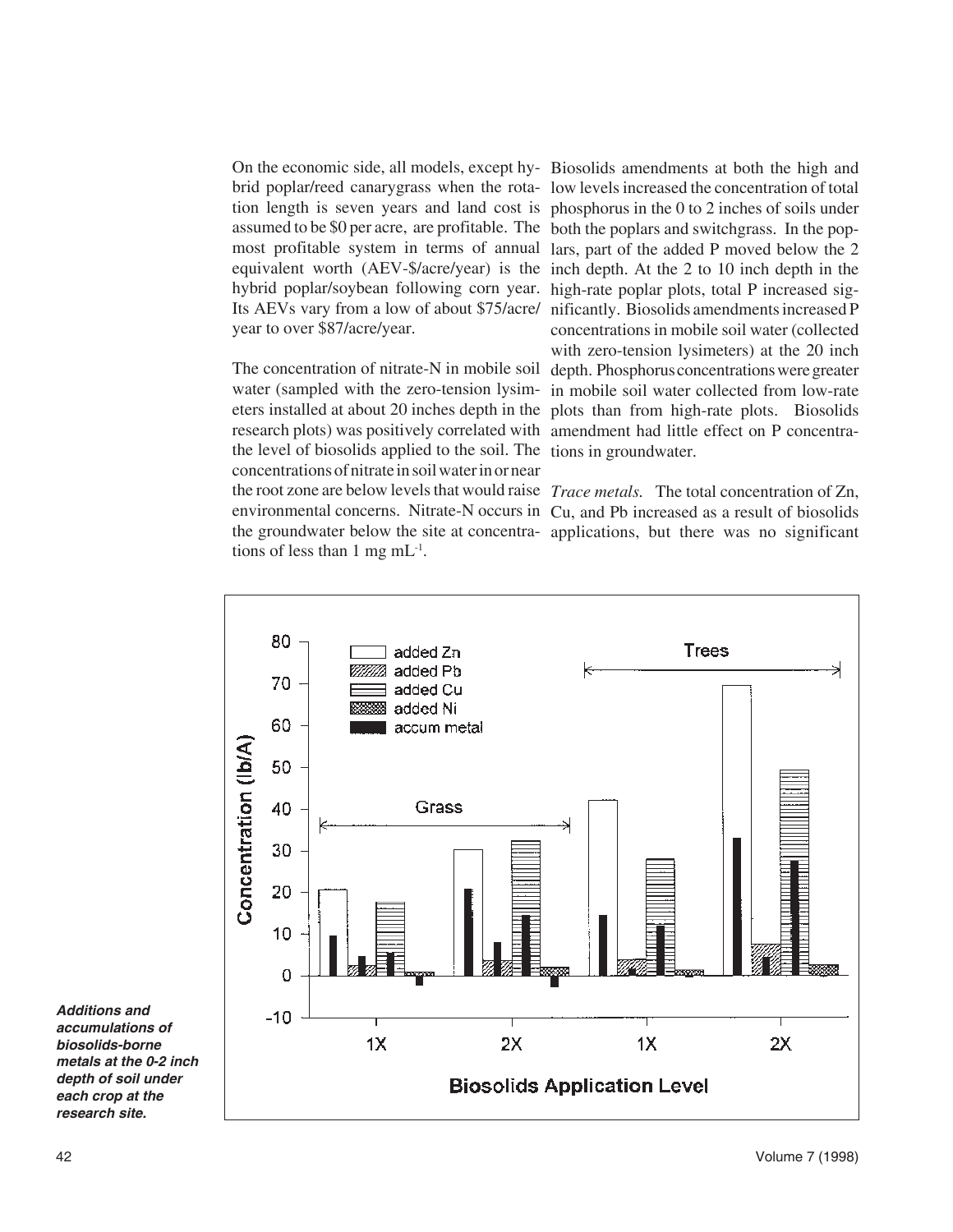On the economic side, all models, except hybrid poplar/reed canarygrass when the rotation length is seven years and land cost is assumed to be \$0 per acre, are profitable. The most profitable system in terms of annual equivalent worth (AEV-\$/acre/year) is the hybrid poplar/soybean following corn year. Its AEVs vary from a low of about \$75/acre/year to over \$87/acre/year.

The concentration of nitrate-N in mobile soil water (sampled with the zero-tension lysimeters installed at about 20 inches depth in the research plots) was positively correlated with the level of biosolids applied to the soil. The concentrations of nitrate in soil water in or near the root zone are below levels that would raise environmental concerns. Nitrate-N occurs in the groundwater below the site at concentrations of less than 1 mg $mL^{-1}$.

Biosolids amendments at both the high and low levels increased the concentration of total phosphorus in the 0 to 2 inches of soils under both the poplars and switchgrass. In the poplars, part of the added P moved below the 2 inch depth. At the 2 to 10 inch depth in the high-rate poplar plots, total P increased significantly. Biosolids amendments increased P concentrations in mobile soil water (collected with zero-tension lysimeters) at the 20 inch depth. Phosphorus concentrations were greater in mobile soil water collected from low-rate plots than from high-rate plots. Biosolids amendment had little effect on P concentrations in groundwater.

*Trace metals.* The total concentration of Zn, Cu, and Pb increased as a result of biosolids applications, but there was no significant

***Additions and accumulations of biosolids-borne metals at the 0-2 inch depth of soil under each crop at the research site.***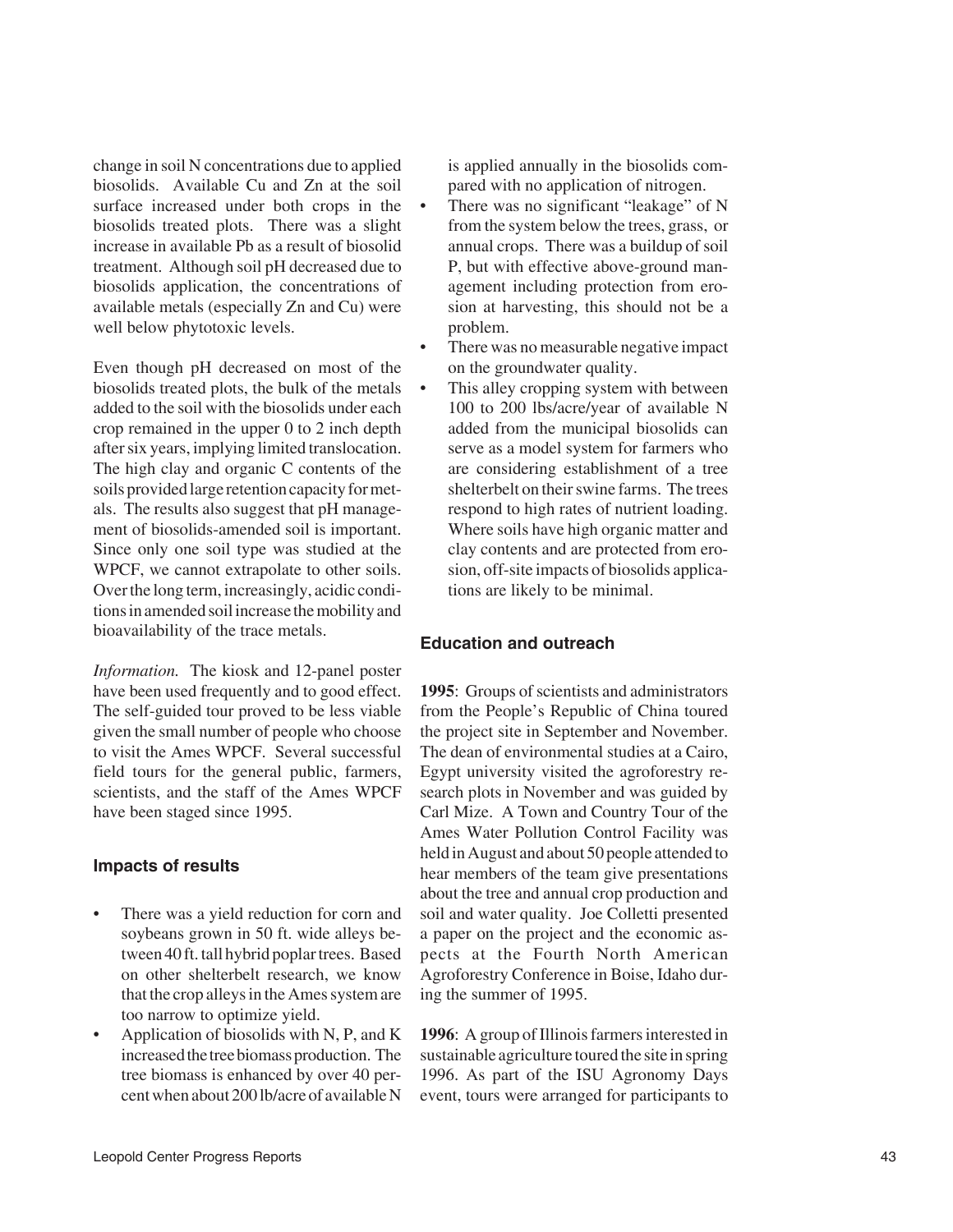change in soil N concentrations due to applied biosolids. Available Cu and Zn at the soil surface increased under both crops in the biosolids treated plots. There was a slight increase in available Pb as a result of biosolid treatment. Although soil pH decreased due to biosolids application, the concentrations of available metals (especially Zn and Cu) were well below phytotoxic levels.

Even though pH decreased on most of the biosolids treated plots, the bulk of the metals added to the soil with the biosolids under each crop remained in the upper 0 to 2 inch depth after six years, implying limited translocation. The high clay and organic C contents of the soils provided large retention capacity for metals. The results also suggest that pH management of biosolids-amended soil is important. Since only one soil type was studied at the WPCF, we cannot extrapolate to other soils. Over the long term, increasingly, acidic conditions in amended soil increase the mobility and bioavailability of the trace metals.

*Information.* The kiosk and 12-panel poster have been used frequently and to good effect. The self-guided tour proved to be less viable given the small number of people who choose to visit the Ames WPCF. Several successful field tours for the general public, farmers, scientists, and the staff of the Ames WPCF have been staged since 1995.

### Impacts of results

- There was a yield reduction for corn and soybeans grown in 50 ft. wide alleys between 40 ft. tall hybrid poplar trees. Based on other shelterbelt research, we know that the crop alleys in the Ames system are too narrow to optimize yield.
- Application of biosolids with N, P, and K increased the tree biomass production. The tree biomass is enhanced by over 40 percent when about 200 lb/acre of available N is applied annually in the biosolids compared with no application of nitrogen.
- There was no significant "leakage" of N from the system below the trees, grass, or annual crops. There was a buildup of soil P, but with effective above-ground management including protection from erosion at harvesting, this should not be a problem.
- There was no measurable negative impact on the groundwater quality.
- This alley cropping system with between 100 to 200 lbs/acre/year of available N added from the municipal biosolids can serve as a model system for farmers who are considering establishment of a tree shelterbelt on their swine farms. The trees respond to high rates of nutrient loading. Where soils have high organic matter and clay contents and are protected from erosion, off-site impacts of biosolids applications are likely to be minimal.

### Education and outreach

**1995**: Groups of scientists and administrators from the People's Republic of China toured the project site in September and November. The dean of environmental studies at a Cairo, Egypt university visited the agroforestry research plots in November and was guided by Carl Mize. A Town and Country Tour of the Ames Water Pollution Control Facility was held in August and about 50 people attended to hear members of the team give presentations about the tree and annual crop production and soil and water quality. Joe Colletti presented a paper on the project and the economic aspects at the Fourth North American Agroforestry Conference in Boise, Idaho during the summer of 1995.

**1996**: A group of Illinois farmers interested in sustainable agriculture toured the site in spring 1996. As part of the ISU Agronomy Days event, tours were arranged for participants to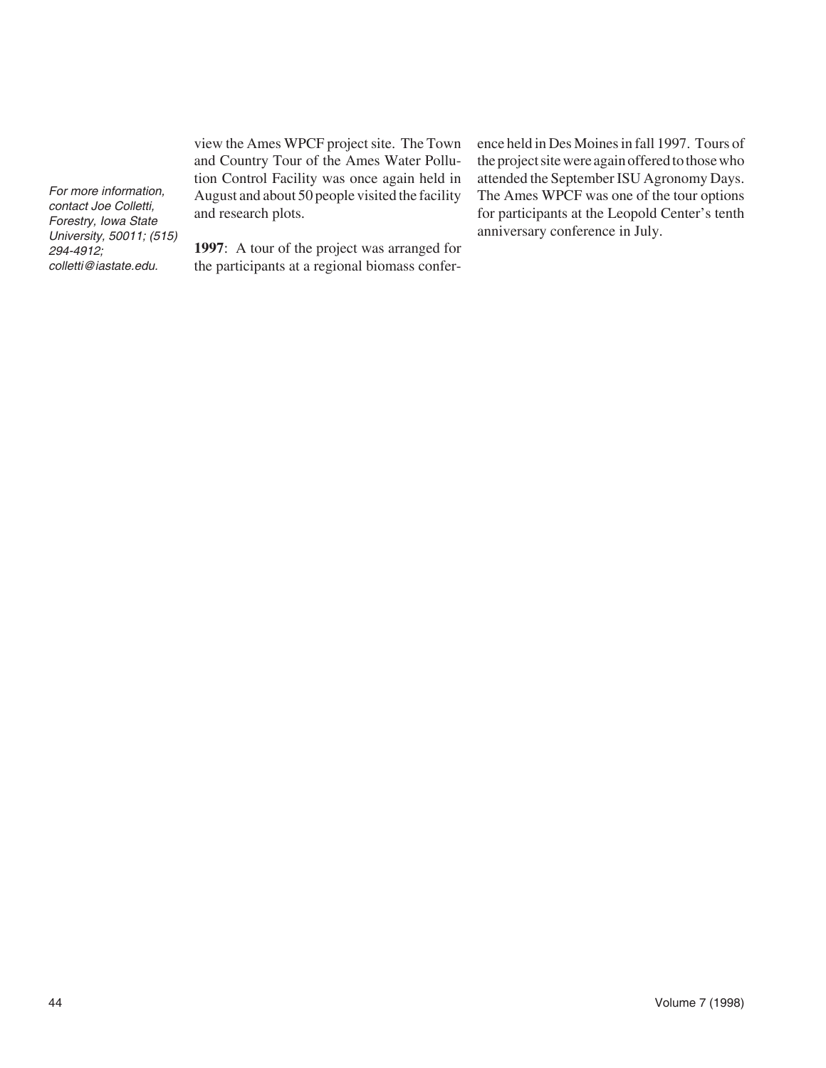view the Ames WPCF project site. The Town and Country Tour of the Ames Water Pollution Control Facility was once again held in August and about 50 people visited the facility and research plots.

**1997**: A tour of the project was arranged for the participants at a regional biomass conference held in Des Moines in fall 1997. Tours of the project site were again offered to those who attended the September ISU Agronomy Days. The Ames WPCF was one of the tour options for participants at the Leopold Center's tenth anniversary conference in July.

*For more information, contact Joe Colletti, Forestry, Iowa State University, 50011; (515) 294-4912; colletti@iastate.edu.*